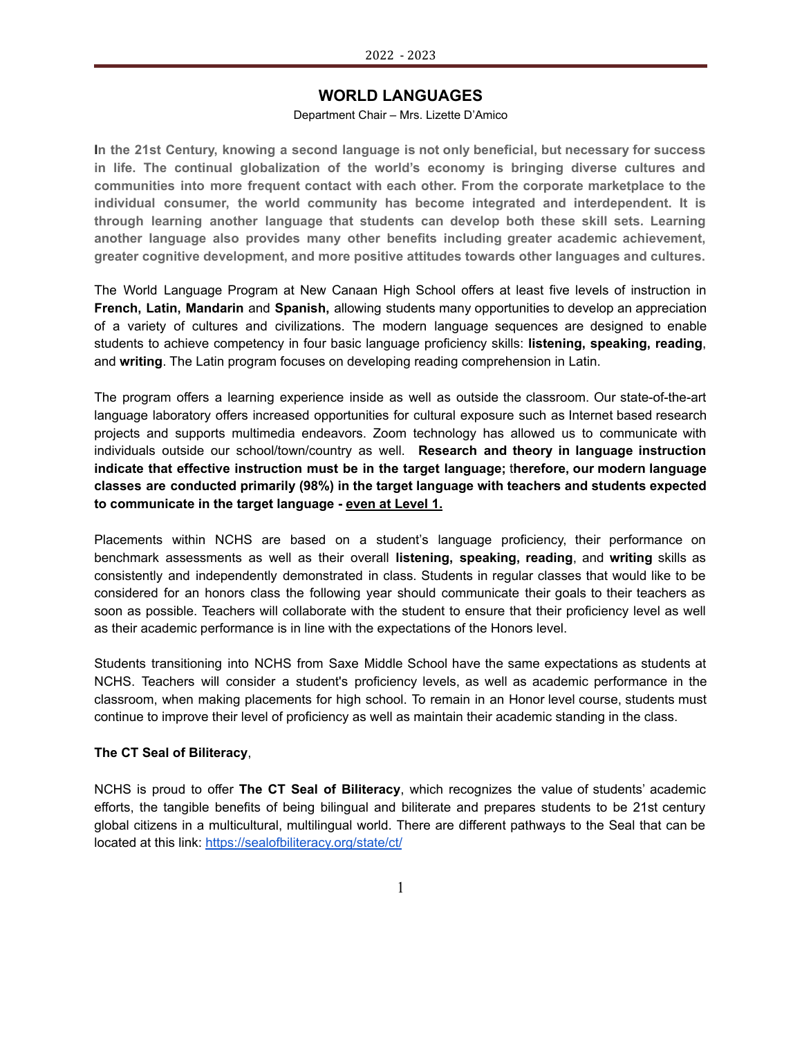## WORLD LANGUAGES

Department Chair – Mrs. Lizette D'Amico

**In the 21st Century, knowing a second language is not only beneficial, but necessary for success in life. The continual globalization of the world's economy is bringing diverse cultures and communities into more frequent contact with each other. From the corporate marketplace to the individual consumer, the world community has become integrated and interdependent. It is through learning another language that students can develop both these skill sets. Learning another language also provides many other benefits including greater academic achievement, greater cognitive development, and more positive attitudes towards other languages and cultures.**

The World Language Program at New Canaan High School offers at least five levels of instruction in **French, Latin, Mandarin** and **Spanish,** allowing students many opportunities to develop an appreciation of a variety of cultures and civilizations. The modern language sequences are designed to enable students to achieve competency in four basic language proficiency skills: **listening, speaking, reading**, and **writing**. The Latin program focuses on developing reading comprehension in Latin.

The program offers a learning experience inside as well as outside the classroom. Our state-of-the-art language laboratory offers increased opportunities for cultural exposure such as Internet based research projects and supports multimedia endeavors. Zoom technology has allowed us to communicate with individuals outside our school/town/country as well. **Research and theory in language instruction indicate that effective instruction must be in the target language; therefore, our modern language classes are conducted primarily (98%) in the target language with teachers and students expected to communicate in the target language - <u>even at Level 1.</u>**

Placements within NCHS are based on a student's language proficiency, their performance on benchmark assessments as well as their overall **listening, speaking, reading**, and **writing** skills as consistently and independently demonstrated in class. Students in regular classes that would like to be considered for an honors class the following year should communicate their goals to their teachers as soon as possible. Teachers will collaborate with the student to ensure that their proficiency level as well as their academic performance is in line with the expectations of the Honors level.

Students transitioning into NCHS from Saxe Middle School have the same expectations as students at NCHS. Teachers will consider a student's proficiency levels, as well as academic performance in the classroom, when making placements for high school. To remain in an Honor level course, students must continue to improve their level of proficiency as well as maintain their academic standing in the class.

**The CT Seal of Biliteracy**,

NCHS is proud to offer **The CT Seal of Biliteracy**, which recognizes the value of students' academic efforts, the tangible benefits of being bilingual and biliterate and prepares students to be 21st century global citizens in a multicultural, multilingual world. There are different pathways to the Seal that can be located at this link: https://sealofbiliteracy.org/state/ct/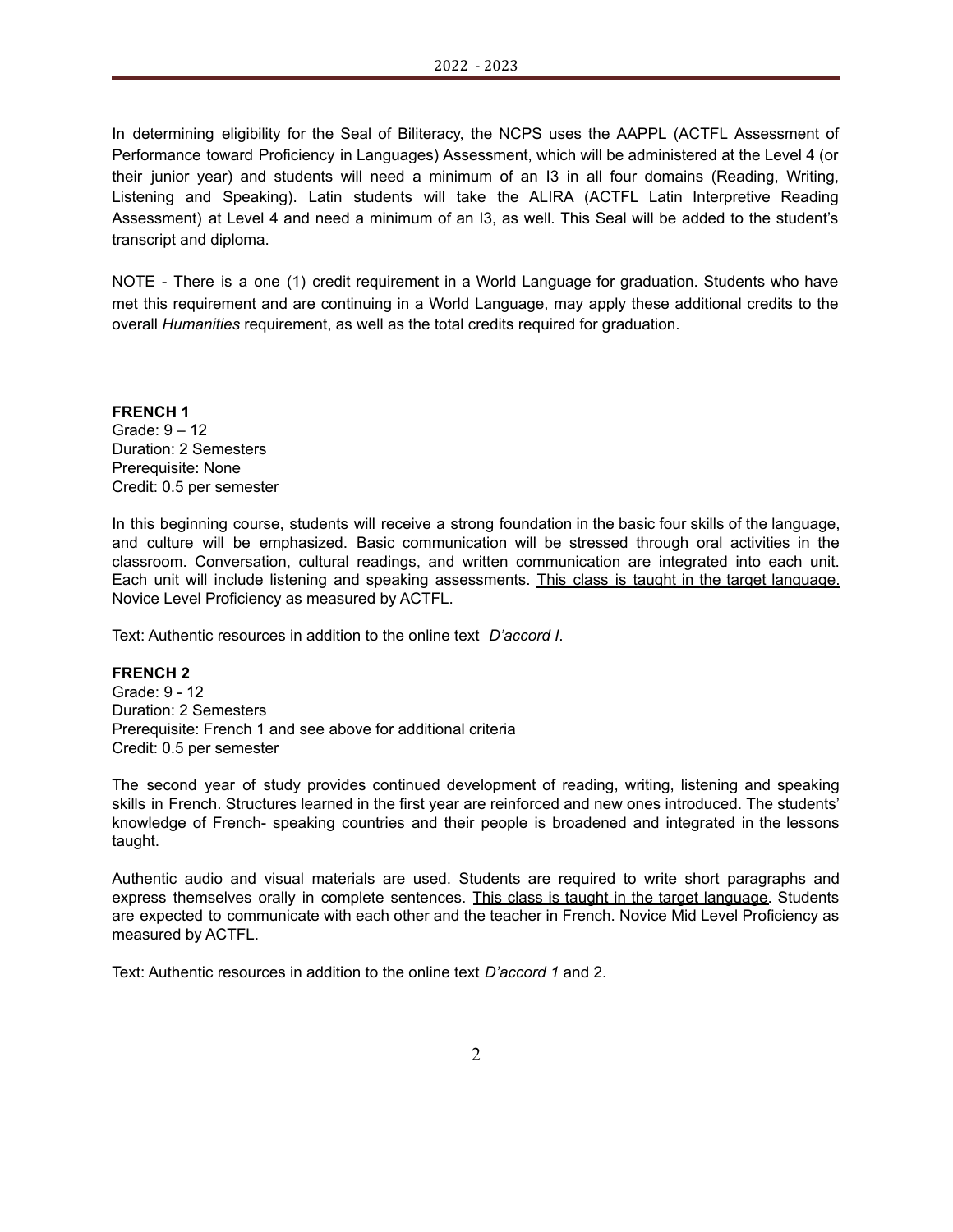In determining eligibility for the Seal of Biliteracy, the NCPS uses the AAPPL (ACTFL Assessment of Performance toward Proficiency in Languages) Assessment, which will be administered at the Level 4 (or their junior year) and students will need a minimum of an I3 in all four domains (Reading, Writing, Listening and Speaking). Latin students will take the ALIRA (ACTFL Latin Interpretive Reading Assessment) at Level 4 and need a minimum of an I3, as well. This Seal will be added to the student's transcript and diploma.

NOTE - There is a one (1) credit requirement in a World Language for graduation. Students who have met this requirement and are continuing in a World Language, may apply these additional credits to the overall *Humanities* requirement, as well as the total credits required for graduation.

**FRENCH 1**
Grade: 9 – 12
Duration: 2 Semesters
Prerequisite: None
Credit: 0.5 per semester

In this beginning course, students will receive a strong foundation in the basic four skills of the language, and culture will be emphasized. Basic communication will be stressed through oral activities in the classroom. Conversation, cultural readings, and written communication are integrated into each unit. Each unit will include listening and speaking assessments. <u>This class is taught in the target language.</u> Novice Level Proficiency as measured by ACTFL.

Text: Authentic resources in addition to the online text *D'accord I*.

**FRENCH 2**
Grade: 9 - 12
Duration: 2 Semesters
Prerequisite: French 1 and see above for additional criteria
Credit: 0.5 per semester

The second year of study provides continued development of reading, writing, listening and speaking skills in French. Structures learned in the first year are reinforced and new ones introduced. The students' knowledge of French- speaking countries and their people is broadened and integrated in the lessons taught.

Authentic audio and visual materials are used. Students are required to write short paragraphs and express themselves orally in complete sentences. <u>This class is taught in the target language.</u> Students are expected to communicate with each other and the teacher in French. Novice Mid Level Proficiency as measured by ACTFL.

Text: Authentic resources in addition to the online text *D'accord 1* and 2.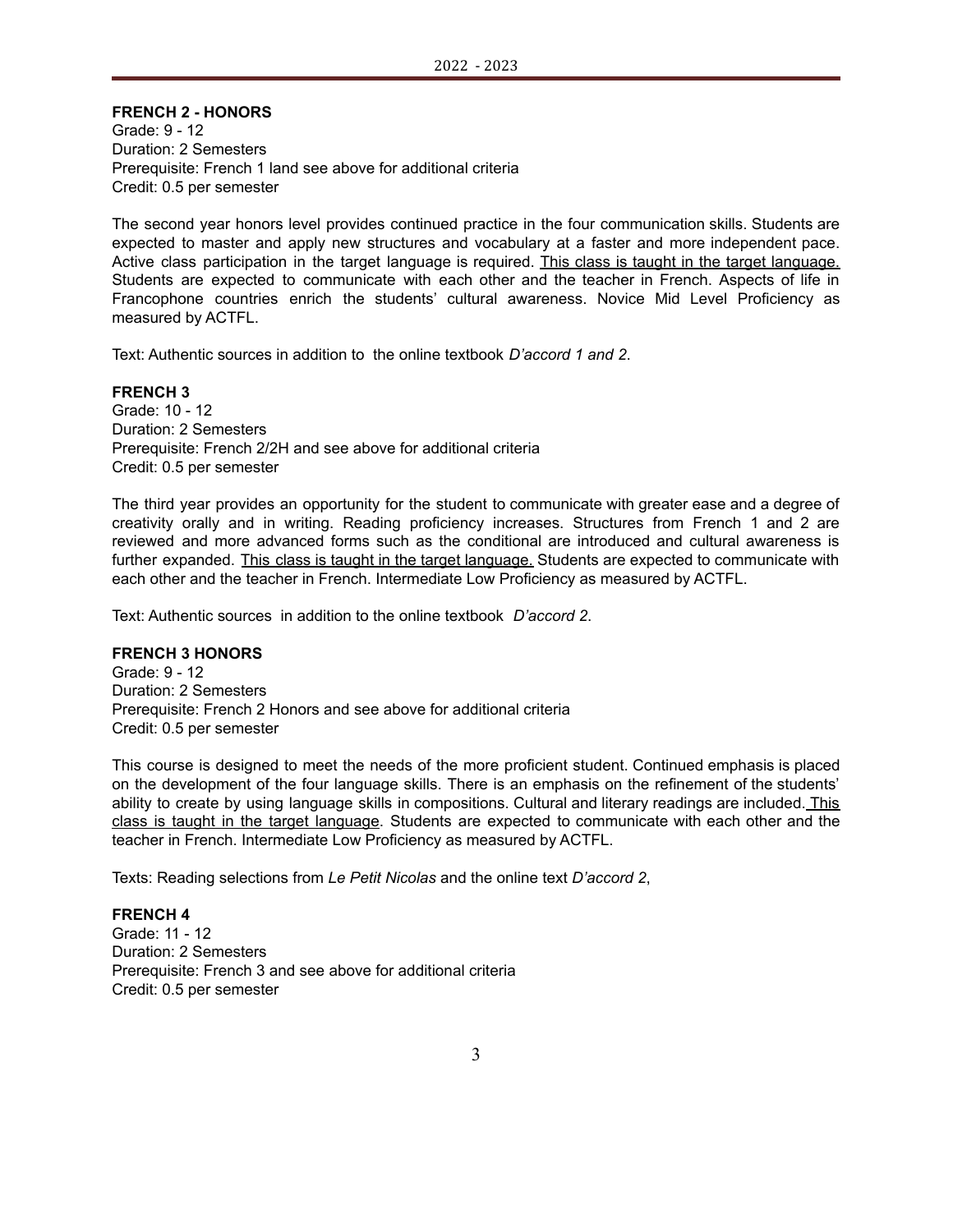**FRENCH 2 - HONORS**
Grade: 9 - 12
Duration: 2 Semesters
Prerequisite: French 1 land see above for additional criteria
Credit: 0.5 per semester

The second year honors level provides continued practice in the four communication skills. Students are expected to master and apply new structures and vocabulary at a faster and more independent pace. Active class participation in the target language is required. <u>This class is taught in the target language.</u> Students are expected to communicate with each other and the teacher in French. Aspects of life in Francophone countries enrich the students' cultural awareness. Novice Mid Level Proficiency as measured by ACTFL.

Text: Authentic sources in addition to the online textbook *D'accord 1 and 2*.

**FRENCH 3**
Grade: 10 - 12
Duration: 2 Semesters
Prerequisite: French 2/2H and see above for additional criteria
Credit: 0.5 per semester

The third year provides an opportunity for the student to communicate with greater ease and a degree of creativity orally and in writing. Reading proficiency increases. Structures from French 1 and 2 are reviewed and more advanced forms such as the conditional are introduced and cultural awareness is further expanded. <u>This class is taught in the target language.</u> Students are expected to communicate with each other and the teacher in French. Intermediate Low Proficiency as measured by ACTFL.

Text: Authentic sources in addition to the online textbook *D'accord 2.*

**FRENCH 3 HONORS**
Grade: 9 - 12
Duration: 2 Semesters
Prerequisite: French 2 Honors and see above for additional criteria
Credit: 0.5 per semester

This course is designed to meet the needs of the more proficient student. Continued emphasis is placed on the development of the four language skills. There is an emphasis on the refinement of the students' ability to create by using language skills in compositions. Cultural and literary readings are included. <u>This class is taught in the target language</u>. Students are expected to communicate with each other and the teacher in French. Intermediate Low Proficiency as measured by ACTFL.

Texts: Reading selections from *Le Petit Nicolas* and the online text *D'accord 2*,

**FRENCH 4**
Grade: 11 - 12
Duration: 2 Semesters
Prerequisite: French 3 and see above for additional criteria
Credit: 0.5 per semester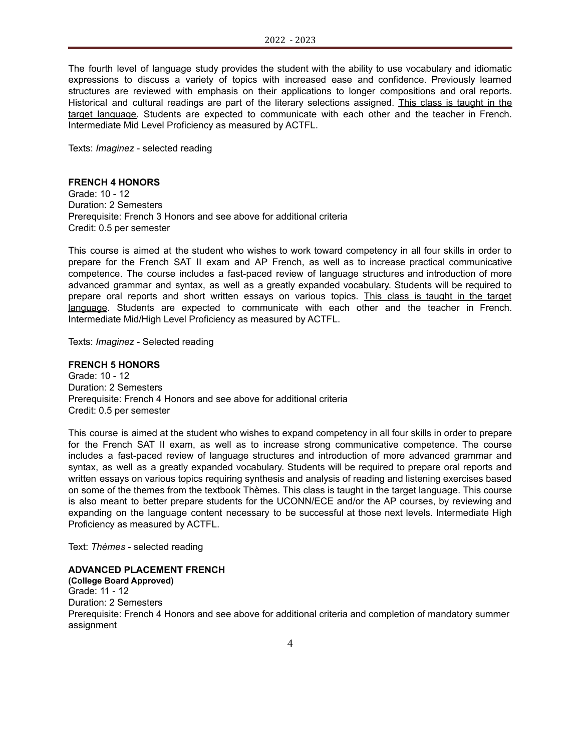The fourth level of language study provides the student with the ability to use vocabulary and idiomatic expressions to discuss a variety of topics with increased ease and confidence. Previously learned structures are reviewed with emphasis on their applications to longer compositions and oral reports. Historical and cultural readings are part of the literary selections assigned. <u>This class is taught in the target language</u>. Students are expected to communicate with each other and the teacher in French. Intermediate Mid Level Proficiency as measured by ACTFL.

Texts: *Imaginez* - selected reading

**FRENCH 4 HONORS**

Grade: 10 - 12
Duration: 2 Semesters
Prerequisite: French 3 Honors and see above for additional criteria
Credit: 0.5 per semester

This course is aimed at the student who wishes to work toward competency in all four skills in order to prepare for the French SAT II exam and AP French, as well as to increase practical communicative competence. The course includes a fast-paced review of language structures and introduction of more advanced grammar and syntax, as well as a greatly expanded vocabulary. Students will be required to prepare oral reports and short written essays on various topics. <u>This class is taught in the target language</u>. Students are expected to communicate with each other and the teacher in French. Intermediate Mid/High Level Proficiency as measured by ACTFL.

Texts: *Imaginez* - Selected reading

**FRENCH 5 HONORS**

Grade: 10 - 12
Duration: 2 Semesters
Prerequisite: French 4 Honors and see above for additional criteria
Credit: 0.5 per semester

This course is aimed at the student who wishes to expand competency in all four skills in order to prepare for the French SAT II exam, as well as to increase strong communicative competence. The course includes a fast-paced review of language structures and introduction of more advanced grammar and syntax, as well as a greatly expanded vocabulary. Students will be required to prepare oral reports and written essays on various topics requiring synthesis and analysis of reading and listening exercises based on some of the themes from the textbook Thèmes. This class is taught in the target language. This course is also meant to better prepare students for the UCONN/ECE and/or the AP courses, by reviewing and expanding on the language content necessary to be successful at those next levels. Intermediate High Proficiency as measured by ACTFL.

Text: *Thèmes* - selected reading

**ADVANCED PLACEMENT FRENCH**
**(College Board Approved)**

Grade: 11 - 12
Duration: 2 Semesters
Prerequisite: French 4 Honors and see above for additional criteria and completion of mandatory summer assignment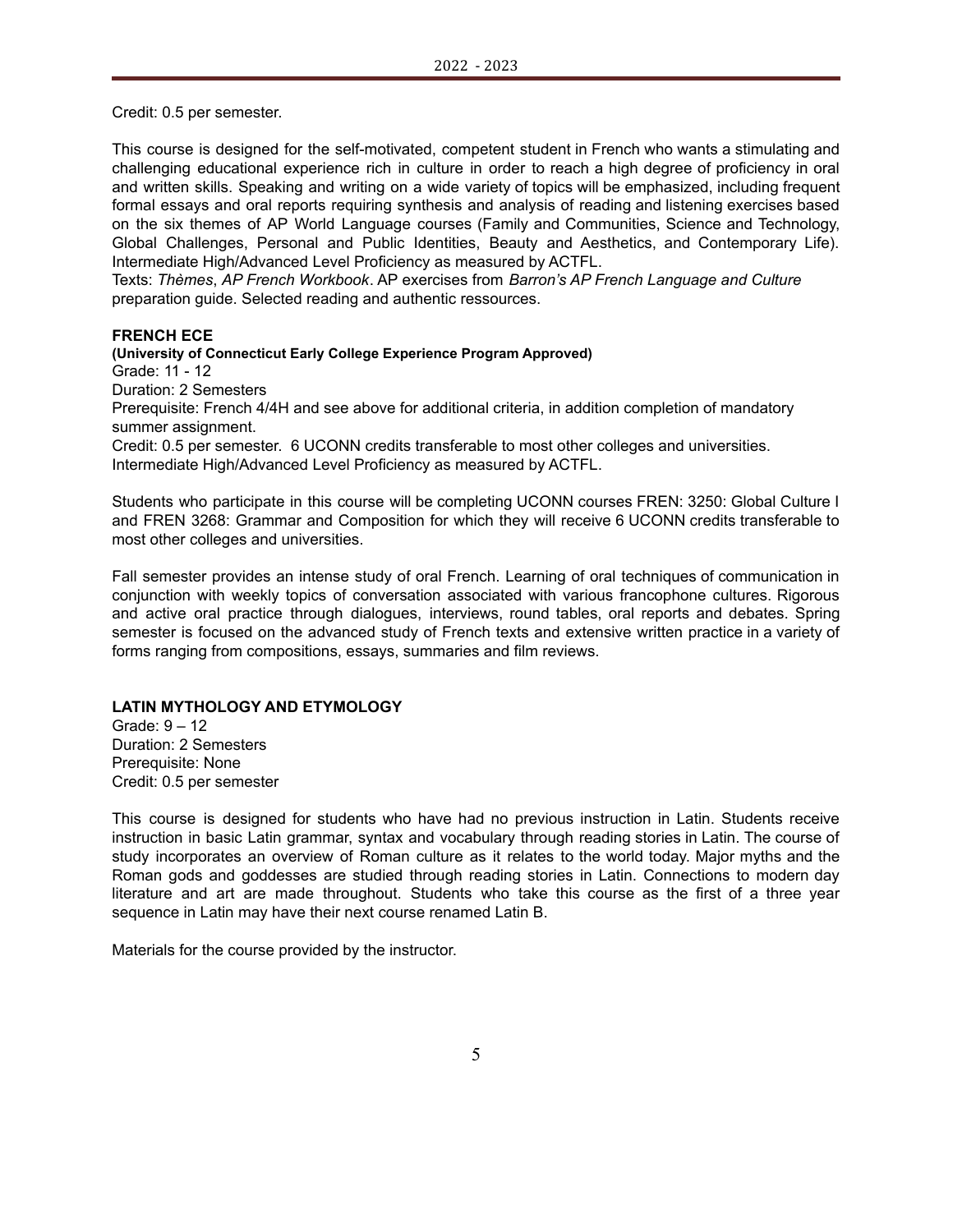Credit: 0.5 per semester.

This course is designed for the self-motivated, competent student in French who wants a stimulating and challenging educational experience rich in culture in order to reach a high degree of proficiency in oral and written skills. Speaking and writing on a wide variety of topics will be emphasized, including frequent formal essays and oral reports requiring synthesis and analysis of reading and listening exercises based on the six themes of AP World Language courses (Family and Communities, Science and Technology, Global Challenges, Personal and Public Identities, Beauty and Aesthetics, and Contemporary Life). Intermediate High/Advanced Level Proficiency as measured by ACTFL.
Texts: *Thèmes*, *AP French Workbook*. AP exercises from *Barron's AP French Language and Culture* preparation guide. Selected reading and authentic ressources.

**FRENCH ECE**

**(University of Connecticut Early College Experience Program Approved)**
Grade: 11 - 12
Duration: 2 Semesters
Prerequisite: French 4/4H and see above for additional criteria, in addition completion of mandatory summer assignment.
Credit: 0.5 per semester. 6 UCONN credits transferable to most other colleges and universities.
Intermediate High/Advanced Level Proficiency as measured by ACTFL.

Students who participate in this course will be completing UCONN courses FREN: 3250: Global Culture I and FREN 3268: Grammar and Composition for which they will receive 6 UCONN credits transferable to most other colleges and universities.

Fall semester provides an intense study of oral French. Learning of oral techniques of communication in conjunction with weekly topics of conversation associated with various francophone cultures. Rigorous and active oral practice through dialogues, interviews, round tables, oral reports and debates. Spring semester is focused on the advanced study of French texts and extensive written practice in a variety of forms ranging from compositions, essays, summaries and film reviews.

**LATIN MYTHOLOGY AND ETYMOLOGY**

Grade: 9 – 12
Duration: 2 Semesters
Prerequisite: None
Credit: 0.5 per semester

This course is designed for students who have had no previous instruction in Latin. Students receive instruction in basic Latin grammar, syntax and vocabulary through reading stories in Latin. The course of study incorporates an overview of Roman culture as it relates to the world today. Major myths and the Roman gods and goddesses are studied through reading stories in Latin. Connections to modern day literature and art are made throughout. Students who take this course as the first of a three year sequence in Latin may have their next course renamed Latin B.

Materials for the course provided by the instructor.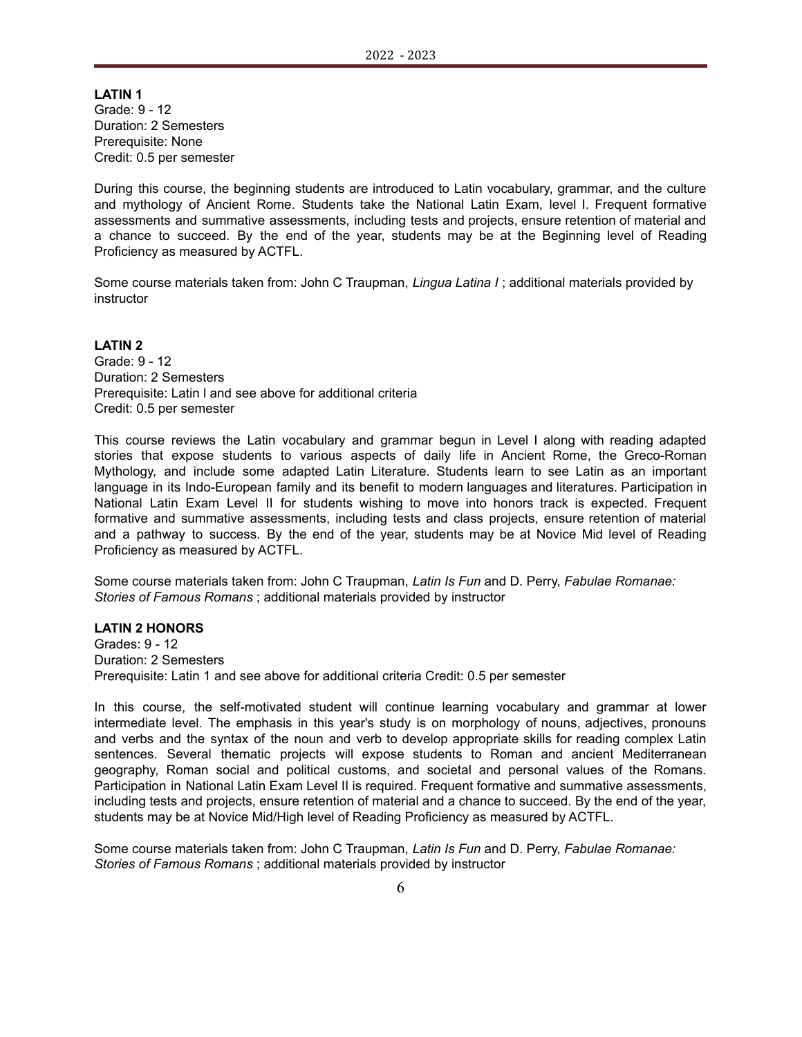**LATIN 1**
Grade: 9 - 12
Duration: 2 Semesters
Prerequisite: None
Credit: 0.5 per semester

During this course, the beginning students are introduced to Latin vocabulary, grammar, and the culture and mythology of Ancient Rome. Students take the National Latin Exam, level I. Frequent formative assessments and summative assessments, including tests and projects, ensure retention of material and a chance to succeed. By the end of the year, students may be at the Beginning level of Reading Proficiency as measured by ACTFL.

Some course materials taken from: John C Traupman, *Lingua Latina I* ; additional materials provided by instructor

**LATIN 2**
Grade: 9 - 12
Duration: 2 Semesters
Prerequisite: Latin I and see above for additional criteria
Credit: 0.5 per semester

This course reviews the Latin vocabulary and grammar begun in Level I along with reading adapted stories that expose students to various aspects of daily life in Ancient Rome, the Greco-Roman Mythology, and include some adapted Latin Literature. Students learn to see Latin as an important language in its Indo-European family and its benefit to modern languages and literatures. Participation in National Latin Exam Level II for students wishing to move into honors track is expected. Frequent formative and summative assessments, including tests and class projects, ensure retention of material and a pathway to success. By the end of the year, students may be at Novice Mid level of Reading Proficiency as measured by ACTFL.

Some course materials taken from: John C Traupman, *Latin Is Fun* and D. Perry, *Fabulae Romanae: Stories of Famous Romans* ; additional materials provided by instructor

**LATIN 2 HONORS**
Grades: 9 - 12
Duration: 2 Semesters
Prerequisite: Latin 1 and see above for additional criteria Credit: 0.5 per semester

In this course, the self-motivated student will continue learning vocabulary and grammar at lower intermediate level. The emphasis in this year's study is on morphology of nouns, adjectives, pronouns and verbs and the syntax of the noun and verb to develop appropriate skills for reading complex Latin sentences. Several thematic projects will expose students to Roman and ancient Mediterranean geography, Roman social and political customs, and societal and personal values of the Romans. Participation in National Latin Exam Level II is required. Frequent formative and summative assessments, including tests and projects, ensure retention of material and a chance to succeed. By the end of the year, students may be at Novice Mid/High level of Reading Proficiency as measured by ACTFL.

Some course materials taken from: John C Traupman, *Latin Is Fun* and D. Perry, *Fabulae Romanae: Stories of Famous Romans* ; additional materials provided by instructor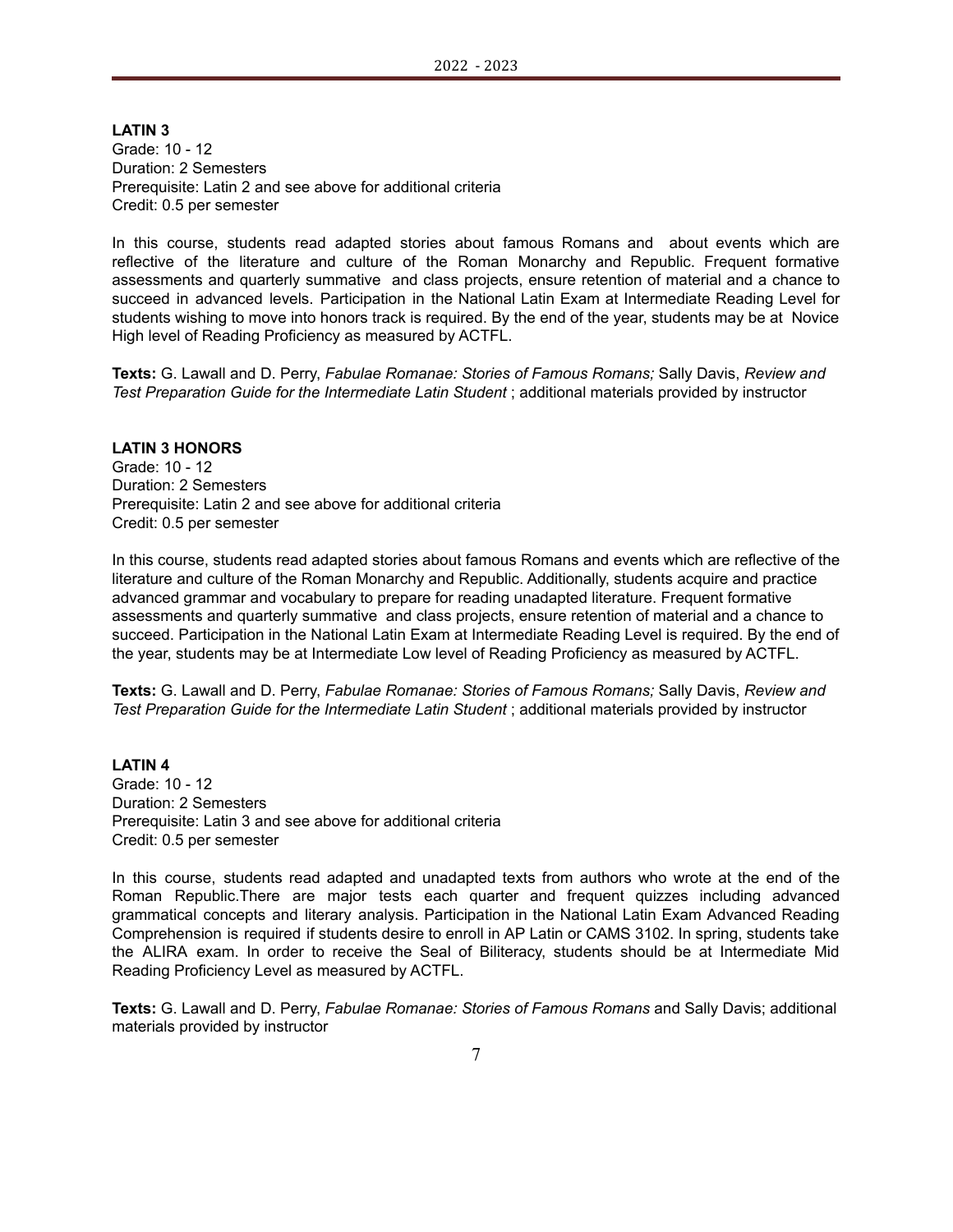**LATIN 3**
Grade: 10 - 12
Duration: 2 Semesters
Prerequisite: Latin 2 and see above for additional criteria
Credit: 0.5 per semester

In this course, students read adapted stories about famous Romans and about events which are reflective of the literature and culture of the Roman Monarchy and Republic. Frequent formative assessments and quarterly summative and class projects, ensure retention of material and a chance to succeed in advanced levels. Participation in the National Latin Exam at Intermediate Reading Level for students wishing to move into honors track is required. By the end of the year, students may be at Novice High level of Reading Proficiency as measured by ACTFL.

**Texts:** G. Lawall and D. Perry, *Fabulae Romanae: Stories of Famous Romans;* Sally Davis, *Review and Test Preparation Guide for the Intermediate Latin Student* ; additional materials provided by instructor

**LATIN 3 HONORS**
Grade: 10 - 12
Duration: 2 Semesters
Prerequisite: Latin 2 and see above for additional criteria
Credit: 0.5 per semester

In this course, students read adapted stories about famous Romans and events which are reflective of the literature and culture of the Roman Monarchy and Republic. Additionally, students acquire and practice advanced grammar and vocabulary to prepare for reading unadapted literature. Frequent formative assessments and quarterly summative and class projects, ensure retention of material and a chance to succeed. Participation in the National Latin Exam at Intermediate Reading Level is required. By the end of the year, students may be at Intermediate Low level of Reading Proficiency as measured by ACTFL.

**Texts:** G. Lawall and D. Perry, *Fabulae Romanae: Stories of Famous Romans;* Sally Davis, *Review and Test Preparation Guide for the Intermediate Latin Student* ; additional materials provided by instructor

**LATIN 4**
Grade: 10 - 12
Duration: 2 Semesters
Prerequisite: Latin 3 and see above for additional criteria
Credit: 0.5 per semester

In this course, students read adapted and unadapted texts from authors who wrote at the end of the Roman Republic.There are major tests each quarter and frequent quizzes including advanced grammatical concepts and literary analysis. Participation in the National Latin Exam Advanced Reading Comprehension is required if students desire to enroll in AP Latin or CAMS 3102. In spring, students take the ALIRA exam. In order to receive the Seal of Biliteracy, students should be at Intermediate Mid Reading Proficiency Level as measured by ACTFL.

**Texts:** G. Lawall and D. Perry, *Fabulae Romanae: Stories of Famous Romans* and Sally Davis; additional materials provided by instructor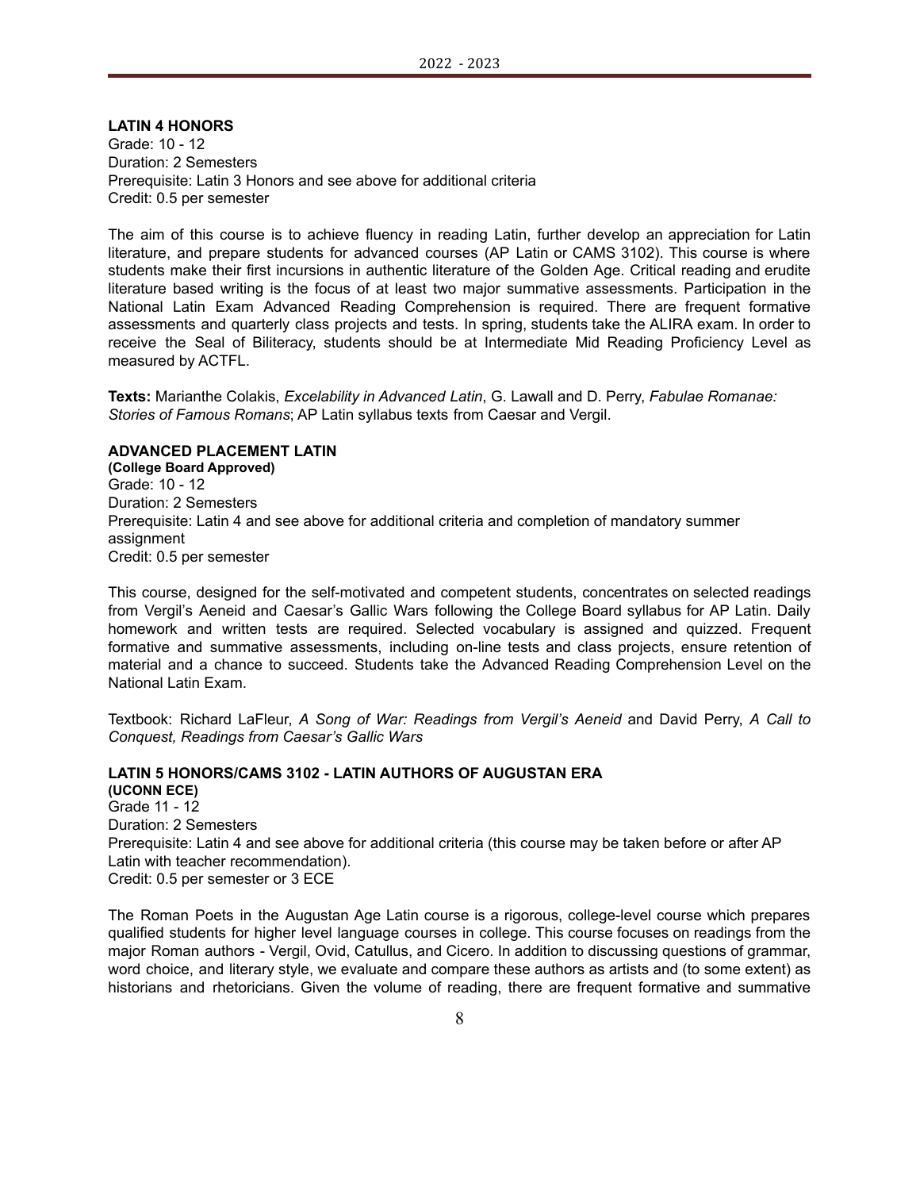**LATIN 4 HONORS**
Grade: 10 - 12
Duration: 2 Semesters
Prerequisite: Latin 3 Honors and see above for additional criteria
Credit: 0.5 per semester

The aim of this course is to achieve fluency in reading Latin, further develop an appreciation for Latin literature, and prepare students for advanced courses (AP Latin or CAMS 3102). This course is where students make their first incursions in authentic literature of the Golden Age. Critical reading and erudite literature based writing is the focus of at least two major summative assessments. Participation in the National Latin Exam Advanced Reading Comprehension is required. There are frequent formative assessments and quarterly class projects and tests. In spring, students take the ALIRA exam. In order to receive the Seal of Biliteracy, students should be at Intermediate Mid Reading Proficiency Level as measured by ACTFL.

**Texts:** Marianthe Colakis, *Excelability in Advanced Latin*, G. Lawall and D. Perry, *Fabulae Romanae: Stories of Famous Romans*; AP Latin syllabus texts from Caesar and Vergil.

**ADVANCED PLACEMENT LATIN**
**(College Board Approved)**
Grade: 10 - 12
Duration: 2 Semesters
Prerequisite: Latin 4 and see above for additional criteria and completion of mandatory summer assignment
Credit: 0.5 per semester

This course, designed for the self-motivated and competent students, concentrates on selected readings from Vergil's Aeneid and Caesar's Gallic Wars following the College Board syllabus for AP Latin. Daily homework and written tests are required. Selected vocabulary is assigned and quizzed. Frequent formative and summative assessments, including on-line tests and class projects, ensure retention of material and a chance to succeed. Students take the Advanced Reading Comprehension Level on the National Latin Exam.

Textbook: Richard LaFleur, *A Song of War: Readings from Vergil's Aeneid* and David Perry, *A Call to Conquest, Readings from Caesar's Gallic Wars*

**LATIN 5 HONORS/CAMS 3102 - LATIN AUTHORS OF AUGUSTAN ERA**
**(UCONN ECE)**
Grade 11 - 12
Duration: 2 Semesters
Prerequisite: Latin 4 and see above for additional criteria (this course may be taken before or after AP Latin with teacher recommendation).
Credit: 0.5 per semester or 3 ECE

The Roman Poets in the Augustan Age Latin course is a rigorous, college-level course which prepares qualified students for higher level language courses in college. This course focuses on readings from the major Roman authors - Vergil, Ovid, Catullus, and Cicero. In addition to discussing questions of grammar, word choice, and literary style, we evaluate and compare these authors as artists and (to some extent) as historians and rhetoricians. Given the volume of reading, there are frequent formative and summative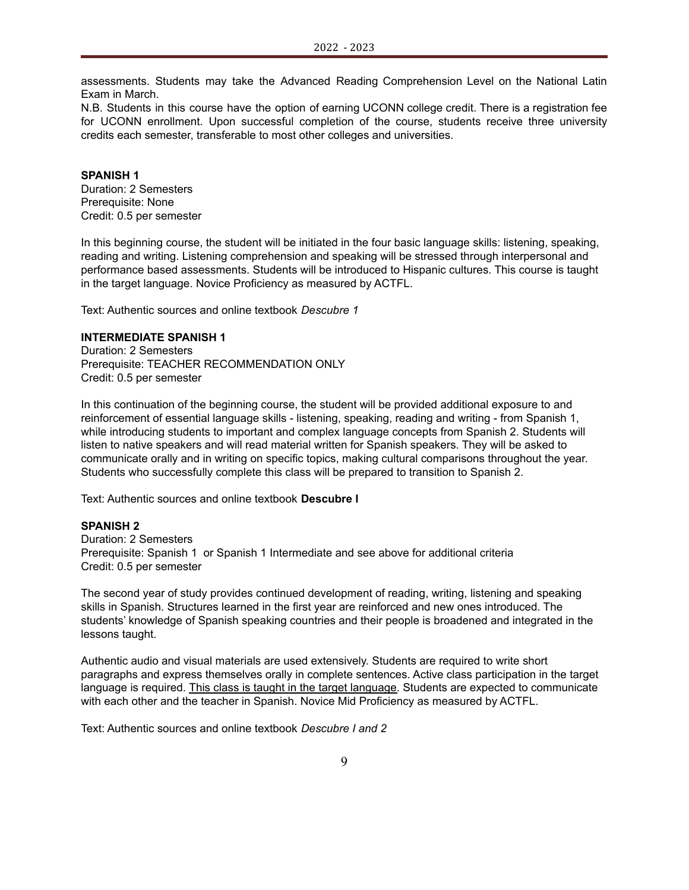assessments. Students may take the Advanced Reading Comprehension Level on the National Latin Exam in March.

N.B. Students in this course have the option of earning UCONN college credit. There is a registration fee for UCONN enrollment. Upon successful completion of the course, students receive three university credits each semester, transferable to most other colleges and universities.

**SPANISH 1**
Duration: 2 Semesters
Prerequisite: None
Credit: 0.5 per semester

In this beginning course, the student will be initiated in the four basic language skills: listening, speaking, reading and writing. Listening comprehension and speaking will be stressed through interpersonal and performance based assessments. Students will be introduced to Hispanic cultures. This course is taught in the target language. Novice Proficiency as measured by ACTFL.

Text: Authentic sources and online textbook *Descubre 1*

**INTERMEDIATE SPANISH 1**
Duration: 2 Semesters
Prerequisite: TEACHER RECOMMENDATION ONLY
Credit: 0.5 per semester

In this continuation of the beginning course, the student will be provided additional exposure to and reinforcement of essential language skills - listening, speaking, reading and writing - from Spanish 1, while introducing students to important and complex language concepts from Spanish 2. Students will listen to native speakers and will read material written for Spanish speakers. They will be asked to communicate orally and in writing on specific topics, making cultural comparisons throughout the year. Students who successfully complete this class will be prepared to transition to Spanish 2.

Text: Authentic sources and online textbook **Descubre I**

**SPANISH 2**
Duration: 2 Semesters
Prerequisite: Spanish 1 or Spanish 1 Intermediate and see above for additional criteria
Credit: 0.5 per semester

The second year of study provides continued development of reading, writing, listening and speaking skills in Spanish. Structures learned in the first year are reinforced and new ones introduced. The students' knowledge of Spanish speaking countries and their people is broadened and integrated in the lessons taught.

Authentic audio and visual materials are used extensively. Students are required to write short paragraphs and express themselves orally in complete sentences. Active class participation in the target language is required. <u>This class is taught in the target language</u>. Students are expected to communicate with each other and the teacher in Spanish. Novice Mid Proficiency as measured by ACTFL.

Text: Authentic sources and online textbook *Descubre I and 2*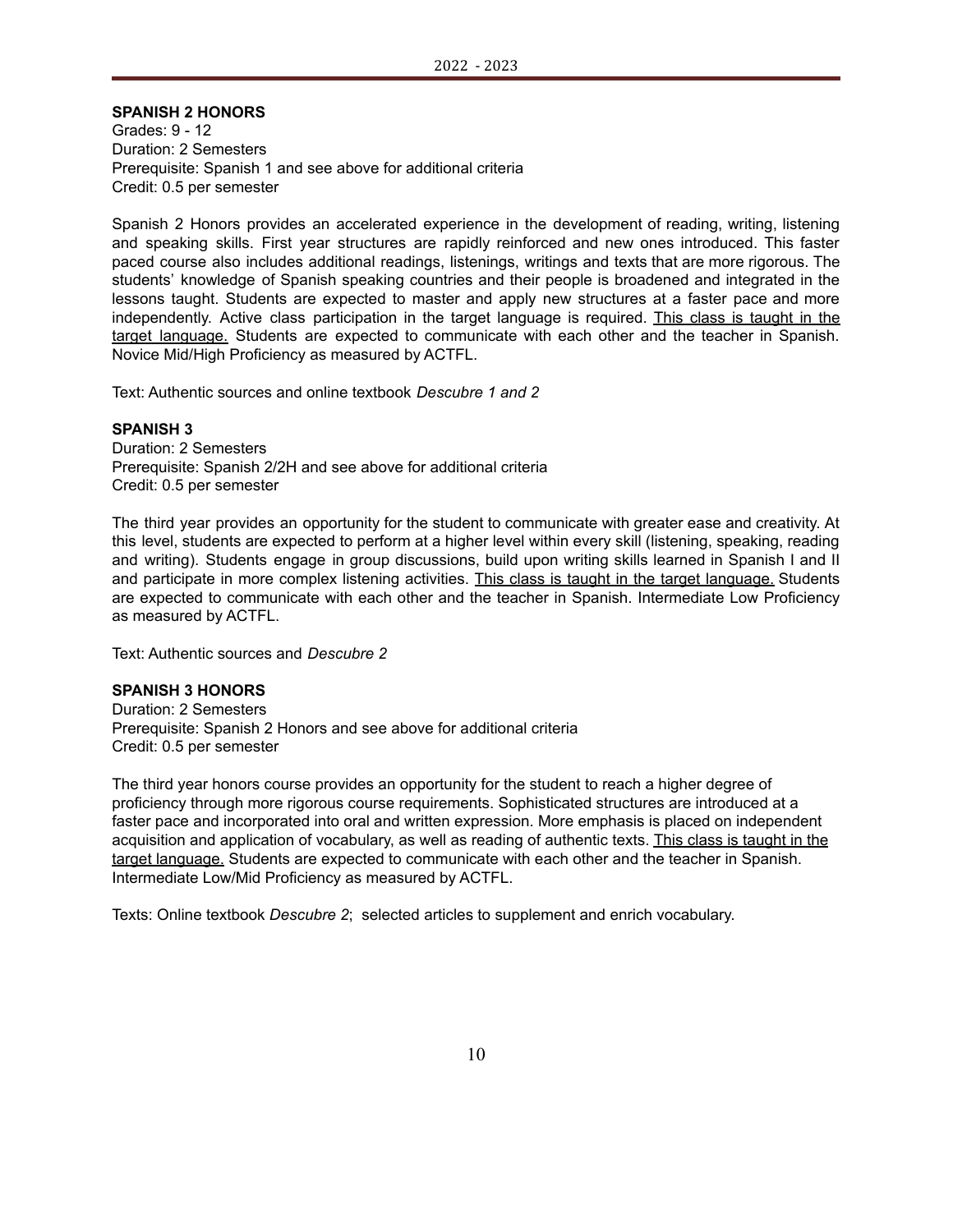**SPANISH 2 HONORS**
Grades: 9 - 12
Duration: 2 Semesters
Prerequisite: Spanish 1 and see above for additional criteria
Credit: 0.5 per semester

Spanish 2 Honors provides an accelerated experience in the development of reading, writing, listening and speaking skills. First year structures are rapidly reinforced and new ones introduced. This faster paced course also includes additional readings, listenings, writings and texts that are more rigorous. The students' knowledge of Spanish speaking countries and their people is broadened and integrated in the lessons taught. Students are expected to master and apply new structures at a faster pace and more independently. Active class participation in the target language is required. <u>This class is taught in the target language.</u> Students are expected to communicate with each other and the teacher in Spanish. Novice Mid/High Proficiency as measured by ACTFL.

Text: Authentic sources and online textbook *Descubre 1 and 2*

**SPANISH 3**
Duration: 2 Semesters
Prerequisite: Spanish 2/2H and see above for additional criteria
Credit: 0.5 per semester

The third year provides an opportunity for the student to communicate with greater ease and creativity. At this level, students are expected to perform at a higher level within every skill (listening, speaking, reading and writing). Students engage in group discussions, build upon writing skills learned in Spanish I and II and participate in more complex listening activities. <u>This class is taught in the target language.</u> Students are expected to communicate with each other and the teacher in Spanish. Intermediate Low Proficiency as measured by ACTFL.

Text: Authentic sources and *Descubre 2*

**SPANISH 3 HONORS**
Duration: 2 Semesters
Prerequisite: Spanish 2 Honors and see above for additional criteria
Credit: 0.5 per semester

The third year honors course provides an opportunity for the student to reach a higher degree of proficiency through more rigorous course requirements. Sophisticated structures are introduced at a faster pace and incorporated into oral and written expression. More emphasis is placed on independent acquisition and application of vocabulary, as well as reading of authentic texts. <u>This class is taught in the target language.</u> Students are expected to communicate with each other and the teacher in Spanish. Intermediate Low/Mid Proficiency as measured by ACTFL.

Texts: Online textbook *Descubre 2*; selected articles to supplement and enrich vocabulary.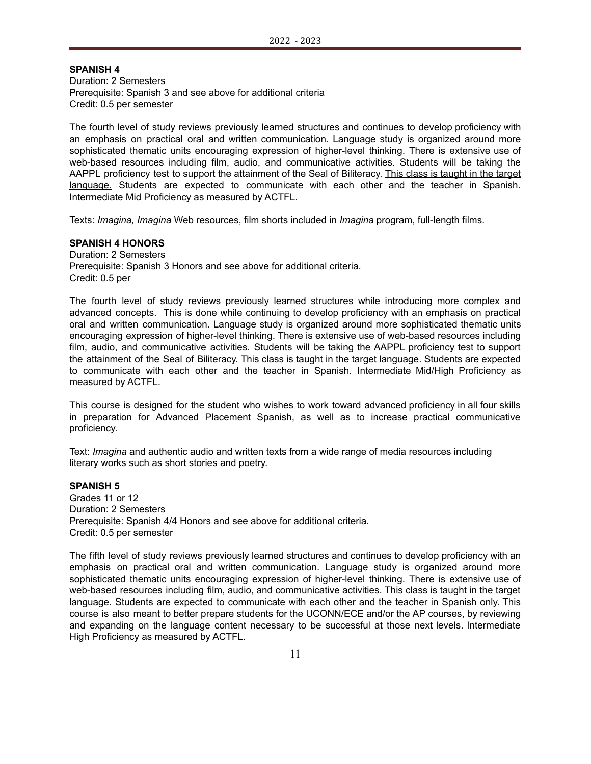**SPANISH 4**
Duration: 2 Semesters
Prerequisite: Spanish 3 and see above for additional criteria
Credit: 0.5 per semester

The fourth level of study reviews previously learned structures and continues to develop proficiency with an emphasis on practical oral and written communication. Language study is organized around more sophisticated thematic units encouraging expression of higher-level thinking. There is extensive use of web-based resources including film, audio, and communicative activities. Students will be taking the AAPPL proficiency test to support the attainment of the Seal of Biliteracy. This class is taught in the target language. Students are expected to communicate with each other and the teacher in Spanish. Intermediate Mid Proficiency as measured by ACTFL.

Texts: *Imagina, Imagina* Web resources, film shorts included in *Imagina* program, full-length films.

**SPANISH 4 HONORS**
Duration: 2 Semesters
Prerequisite: Spanish 3 Honors and see above for additional criteria.
Credit: 0.5 per

The fourth level of study reviews previously learned structures while introducing more complex and advanced concepts. This is done while continuing to develop proficiency with an emphasis on practical oral and written communication. Language study is organized around more sophisticated thematic units encouraging expression of higher-level thinking. There is extensive use of web-based resources including film, audio, and communicative activities. Students will be taking the AAPPL proficiency test to support the attainment of the Seal of Biliteracy. This class is taught in the target language. Students are expected to communicate with each other and the teacher in Spanish. Intermediate Mid/High Proficiency as measured by ACTFL.

This course is designed for the student who wishes to work toward advanced proficiency in all four skills in preparation for Advanced Placement Spanish, as well as to increase practical communicative proficiency.

Text: *Imagina* and authentic audio and written texts from a wide range of media resources including literary works such as short stories and poetry.

**SPANISH 5**
Grades 11 or 12
Duration: 2 Semesters
Prerequisite: Spanish 4/4 Honors and see above for additional criteria.
Credit: 0.5 per semester

The fifth level of study reviews previously learned structures and continues to develop proficiency with an emphasis on practical oral and written communication. Language study is organized around more sophisticated thematic units encouraging expression of higher-level thinking. There is extensive use of web-based resources including film, audio, and communicative activities. This class is taught in the target language. Students are expected to communicate with each other and the teacher in Spanish only. This course is also meant to better prepare students for the UCONN/ECE and/or the AP courses, by reviewing and expanding on the language content necessary to be successful at those next levels. Intermediate High Proficiency as measured by ACTFL.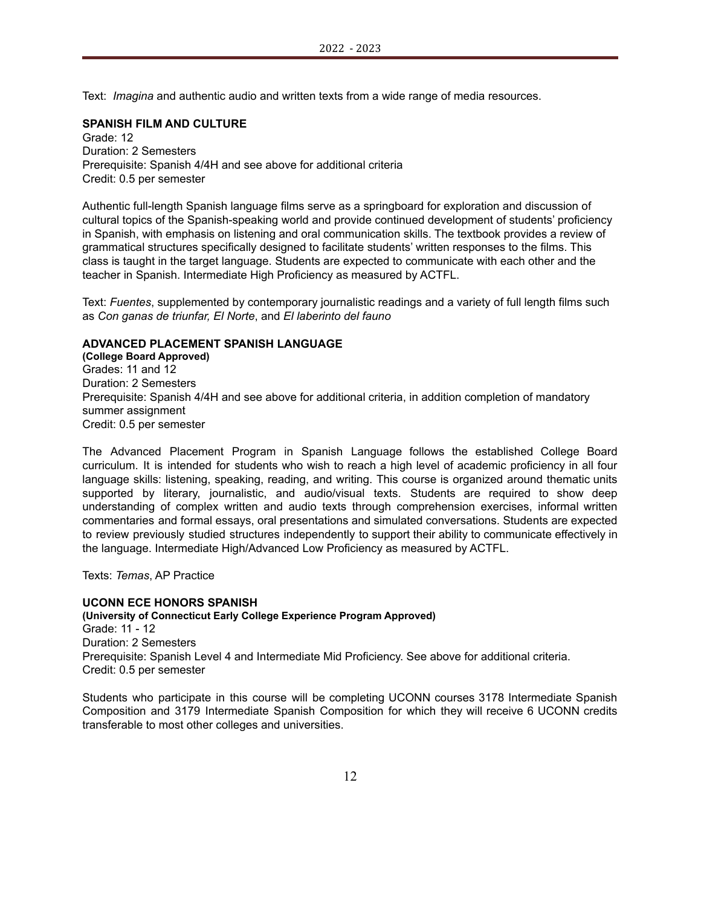Text: *Imagina* and authentic audio and written texts from a wide range of media resources.

**SPANISH FILM AND CULTURE**

Grade: 12
Duration: 2 Semesters
Prerequisite: Spanish 4/4H and see above for additional criteria
Credit: 0.5 per semester

Authentic full-length Spanish language films serve as a springboard for exploration and discussion of cultural topics of the Spanish-speaking world and provide continued development of students' proficiency in Spanish, with emphasis on listening and oral communication skills. The textbook provides a review of grammatical structures specifically designed to facilitate students' written responses to the films. This class is taught in the target language. Students are expected to communicate with each other and the teacher in Spanish. Intermediate High Proficiency as measured by ACTFL.

Text: *Fuentes*, supplemented by contemporary journalistic readings and a variety of full length films such as *Con ganas de triunfar, El Norte*, and *El laberinto del fauno*

**ADVANCED PLACEMENT SPANISH LANGUAGE**

**(College Board Approved)**
Grades: 11 and 12
Duration: 2 Semesters
Prerequisite: Spanish 4/4H and see above for additional criteria, in addition completion of mandatory summer assignment
Credit: 0.5 per semester

The Advanced Placement Program in Spanish Language follows the established College Board curriculum. It is intended for students who wish to reach a high level of academic proficiency in all four language skills: listening, speaking, reading, and writing. This course is organized around thematic units supported by literary, journalistic, and audio/visual texts. Students are required to show deep understanding of complex written and audio texts through comprehension exercises, informal written commentaries and formal essays, oral presentations and simulated conversations. Students are expected to review previously studied structures independently to support their ability to communicate effectively in the language. Intermediate High/Advanced Low Proficiency as measured by ACTFL.

Texts: *Temas*, AP Practice

**UCONN ECE HONORS SPANISH**

**(University of Connecticut Early College Experience Program Approved)**
Grade: 11 - 12
Duration: 2 Semesters
Prerequisite: Spanish Level 4 and Intermediate Mid Proficiency. See above for additional criteria.
Credit: 0.5 per semester

Students who participate in this course will be completing UCONN courses 3178 Intermediate Spanish Composition and 3179 Intermediate Spanish Composition for which they will receive 6 UCONN credits transferable to most other colleges and universities.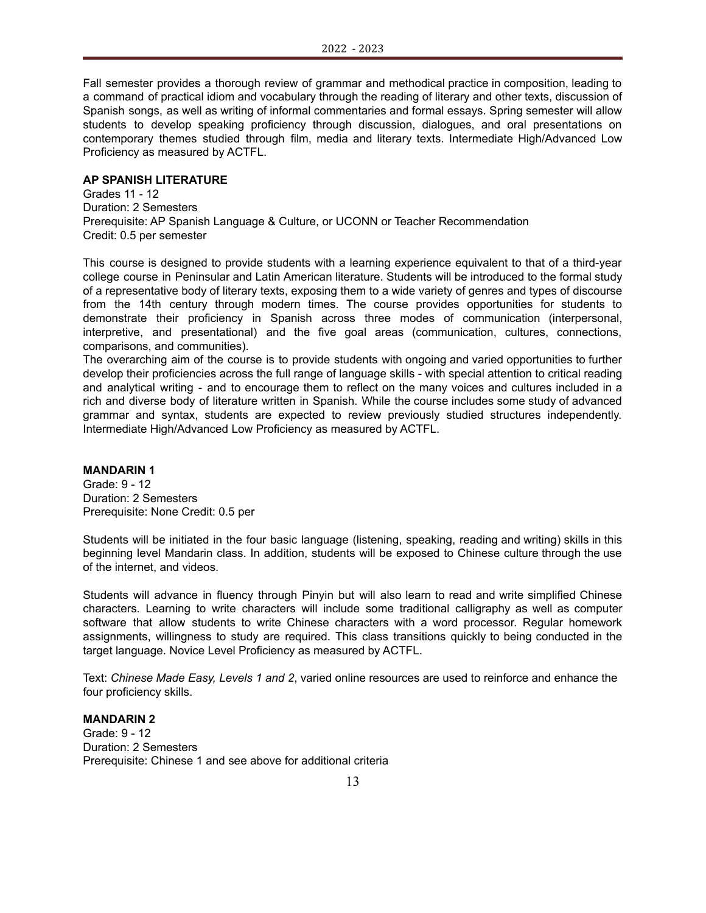Fall semester provides a thorough review of grammar and methodical practice in composition, leading to a command of practical idiom and vocabulary through the reading of literary and other texts, discussion of Spanish songs, as well as writing of informal commentaries and formal essays. Spring semester will allow students to develop speaking proficiency through discussion, dialogues, and oral presentations on contemporary themes studied through film, media and literary texts. Intermediate High/Advanced Low Proficiency as measured by ACTFL.

**AP SPANISH LITERATURE**

Grades 11 - 12
Duration: 2 Semesters
Prerequisite: AP Spanish Language & Culture, or UCONN or Teacher Recommendation
Credit: 0.5 per semester

This course is designed to provide students with a learning experience equivalent to that of a third-year college course in Peninsular and Latin American literature. Students will be introduced to the formal study of a representative body of literary texts, exposing them to a wide variety of genres and types of discourse from the 14th century through modern times. The course provides opportunities for students to demonstrate their proficiency in Spanish across three modes of communication (interpersonal, interpretive, and presentational) and the five goal areas (communication, cultures, connections, comparisons, and communities).
The overarching aim of the course is to provide students with ongoing and varied opportunities to further develop their proficiencies across the full range of language skills - with special attention to critical reading and analytical writing - and to encourage them to reflect on the many voices and cultures included in a rich and diverse body of literature written in Spanish. While the course includes some study of advanced grammar and syntax, students are expected to review previously studied structures independently. Intermediate High/Advanced Low Proficiency as measured by ACTFL.

**MANDARIN 1**

Grade: 9 - 12
Duration: 2 Semesters
Prerequisite: None Credit: 0.5 per

Students will be initiated in the four basic language (listening, speaking, reading and writing) skills in this beginning level Mandarin class. In addition, students will be exposed to Chinese culture through the use of the internet, and videos.

Students will advance in fluency through Pinyin but will also learn to read and write simplified Chinese characters. Learning to write characters will include some traditional calligraphy as well as computer software that allow students to write Chinese characters with a word processor. Regular homework assignments, willingness to study are required. This class transitions quickly to being conducted in the target language. Novice Level Proficiency as measured by ACTFL.

Text: *Chinese Made Easy, Levels 1 and 2*, varied online resources are used to reinforce and enhance the four proficiency skills.

**MANDARIN 2**

Grade: 9 - 12
Duration: 2 Semesters
Prerequisite: Chinese 1 and see above for additional criteria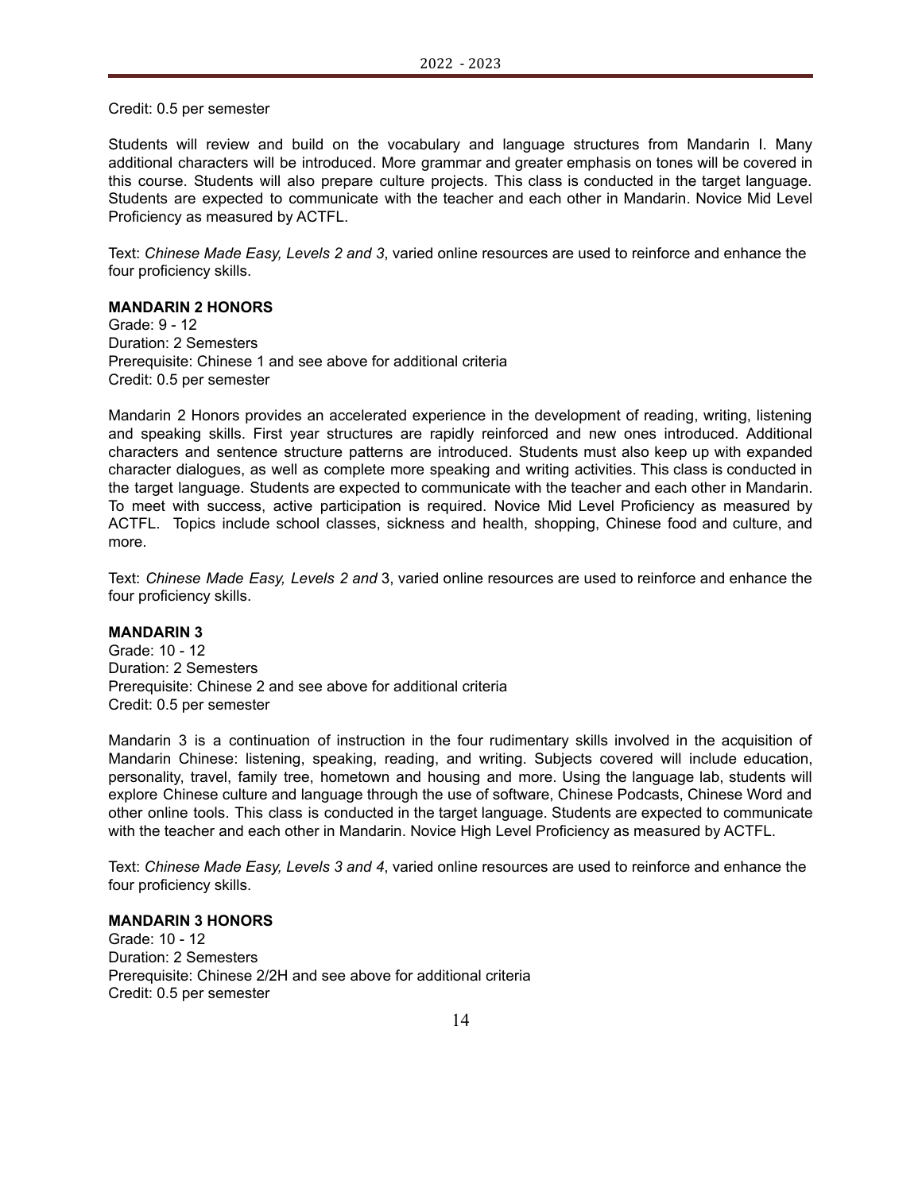Credit: 0.5 per semester

Students will review and build on the vocabulary and language structures from Mandarin I. Many additional characters will be introduced. More grammar and greater emphasis on tones will be covered in this course. Students will also prepare culture projects. This class is conducted in the target language. Students are expected to communicate with the teacher and each other in Mandarin. Novice Mid Level Proficiency as measured by ACTFL.

Text: *Chinese Made Easy, Levels 2 and 3*, varied online resources are used to reinforce and enhance the four proficiency skills.

**MANDARIN 2 HONORS**
Grade: 9 - 12
Duration: 2 Semesters
Prerequisite: Chinese 1 and see above for additional criteria
Credit: 0.5 per semester

Mandarin 2 Honors provides an accelerated experience in the development of reading, writing, listening and speaking skills. First year structures are rapidly reinforced and new ones introduced. Additional characters and sentence structure patterns are introduced. Students must also keep up with expanded character dialogues, as well as complete more speaking and writing activities. This class is conducted in the target language. Students are expected to communicate with the teacher and each other in Mandarin. To meet with success, active participation is required. Novice Mid Level Proficiency as measured by ACTFL. Topics include school classes, sickness and health, shopping, Chinese food and culture, and more.

Text: *Chinese Made Easy, Levels 2 and* 3, varied online resources are used to reinforce and enhance the four proficiency skills.

**MANDARIN 3**
Grade: 10 - 12
Duration: 2 Semesters
Prerequisite: Chinese 2 and see above for additional criteria
Credit: 0.5 per semester

Mandarin 3 is a continuation of instruction in the four rudimentary skills involved in the acquisition of Mandarin Chinese: listening, speaking, reading, and writing. Subjects covered will include education, personality, travel, family tree, hometown and housing and more. Using the language lab, students will explore Chinese culture and language through the use of software, Chinese Podcasts, Chinese Word and other online tools. This class is conducted in the target language. Students are expected to communicate with the teacher and each other in Mandarin. Novice High Level Proficiency as measured by ACTFL.

Text: *Chinese Made Easy, Levels 3 and 4*, varied online resources are used to reinforce and enhance the four proficiency skills.

**MANDARIN 3 HONORS**
Grade: 10 - 12
Duration: 2 Semesters
Prerequisite: Chinese 2/2H and see above for additional criteria
Credit: 0.5 per semester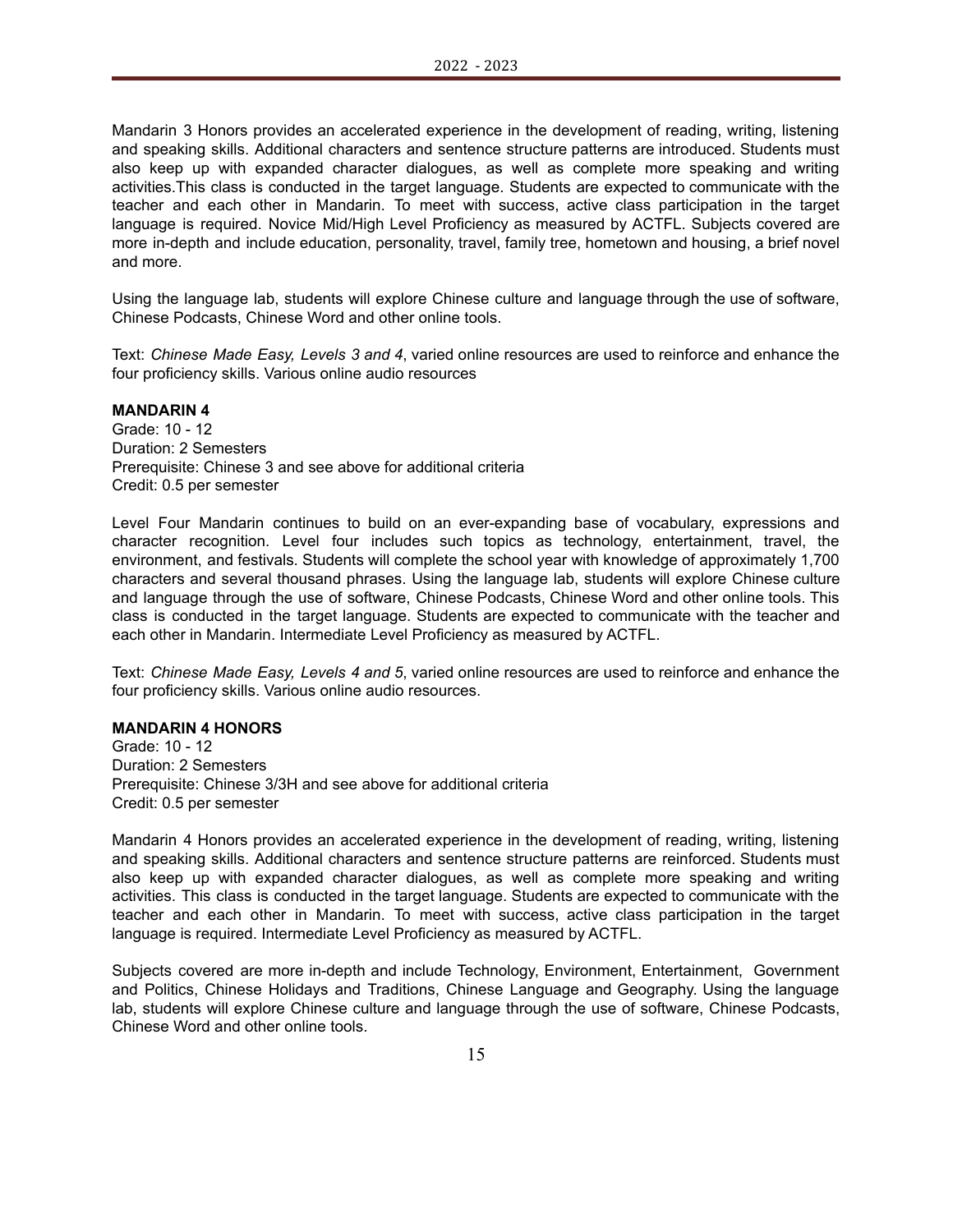Mandarin 3 Honors provides an accelerated experience in the development of reading, writing, listening and speaking skills. Additional characters and sentence structure patterns are introduced. Students must also keep up with expanded character dialogues, as well as complete more speaking and writing activities.This class is conducted in the target language. Students are expected to communicate with the teacher and each other in Mandarin. To meet with success, active class participation in the target language is required. Novice Mid/High Level Proficiency as measured by ACTFL. Subjects covered are more in-depth and include education, personality, travel, family tree, hometown and housing, a brief novel and more.

Using the language lab, students will explore Chinese culture and language through the use of software, Chinese Podcasts, Chinese Word and other online tools.

Text: *Chinese Made Easy, Levels 3 and 4*, varied online resources are used to reinforce and enhance the four proficiency skills. Various online audio resources

**MANDARIN 4**
Grade: 10 - 12
Duration: 2 Semesters
Prerequisite: Chinese 3 and see above for additional criteria
Credit: 0.5 per semester

Level Four Mandarin continues to build on an ever-expanding base of vocabulary, expressions and character recognition. Level four includes such topics as technology, entertainment, travel, the environment, and festivals. Students will complete the school year with knowledge of approximately 1,700 characters and several thousand phrases. Using the language lab, students will explore Chinese culture and language through the use of software, Chinese Podcasts, Chinese Word and other online tools. This class is conducted in the target language. Students are expected to communicate with the teacher and each other in Mandarin. Intermediate Level Proficiency as measured by ACTFL.

Text: *Chinese Made Easy, Levels 4 and 5*, varied online resources are used to reinforce and enhance the four proficiency skills. Various online audio resources.

**MANDARIN 4 HONORS**
Grade: 10 - 12
Duration: 2 Semesters
Prerequisite: Chinese 3/3H and see above for additional criteria
Credit: 0.5 per semester

Mandarin 4 Honors provides an accelerated experience in the development of reading, writing, listening and speaking skills. Additional characters and sentence structure patterns are reinforced. Students must also keep up with expanded character dialogues, as well as complete more speaking and writing activities. This class is conducted in the target language. Students are expected to communicate with the teacher and each other in Mandarin. To meet with success, active class participation in the target language is required. Intermediate Level Proficiency as measured by ACTFL.

Subjects covered are more in-depth and include Technology, Environment, Entertainment, Government and Politics, Chinese Holidays and Traditions, Chinese Language and Geography. Using the language lab, students will explore Chinese culture and language through the use of software, Chinese Podcasts, Chinese Word and other online tools.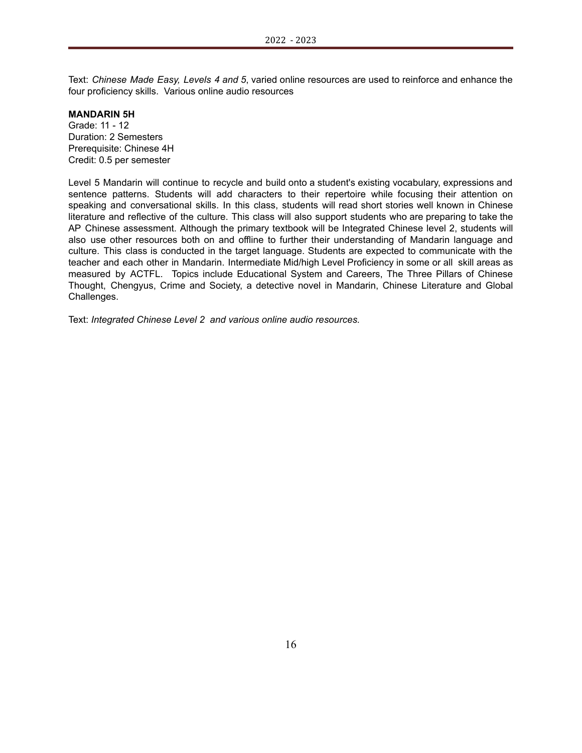Text: *Chinese Made Easy, Levels 4 and 5*, varied online resources are used to reinforce and enhance the four proficiency skills.  Various online audio resources

**MANDARIN 5H**
Grade: 11 - 12
Duration: 2 Semesters
Prerequisite: Chinese 4H
Credit: 0.5 per semester

Level 5 Mandarin will continue to recycle and build onto a student's existing vocabulary, expressions and sentence patterns. Students will add characters to their repertoire while focusing their attention on speaking and conversational skills. In this class, students will read short stories well known in Chinese literature and reflective of the culture. This class will also support students who are preparing to take the AP Chinese assessment. Although the primary textbook will be Integrated Chinese level 2, students will also use other resources both on and offline to further their understanding of Mandarin language and culture. This class is conducted in the target language. Students are expected to communicate with the teacher and each other in Mandarin. Intermediate Mid/high Level Proficiency in some or all  skill areas as measured by ACTFL.  Topics include Educational System and Careers, The Three Pillars of Chinese Thought, Chengyus, Crime and Society, a detective novel in Mandarin, Chinese Literature and Global Challenges.

Text: *Integrated Chinese Level 2  and various online audio resources.*